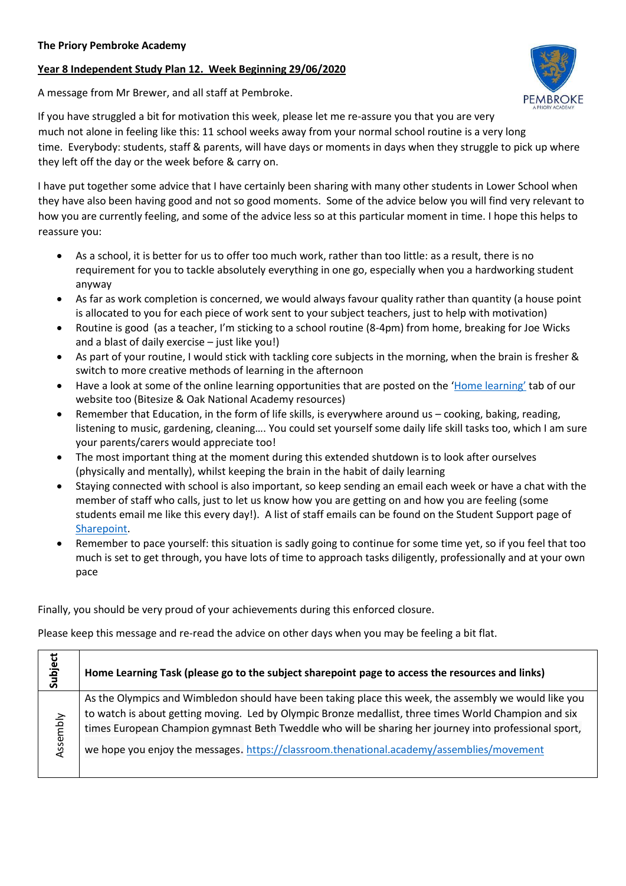**The Priory Pembroke Academy**

**Year 8 Independent Study Plan 12. Week Beginning 29/06/2020**

A message from Mr Brewer, and all staff at Pembroke.

If you have struggled a bit for motivation this week, please let me re-assure you that you are very much not alone in feeling like this: 11 school weeks away from your normal school routine is a very long time. Everybody: students, staff & parents, will have days or moments in days when they struggle to pick up where they left off the day or the week before & carry on.

I have put together some advice that I have certainly been sharing with many other students in Lower School when they have also been having good and not so good moments. Some of the advice below you will find very relevant to how you are currently feeling, and some of the advice less so at this particular moment in time. I hope this helps to reassure you:

- As a school, it is better for us to offer too much work, rather than too little: as a result, there is no requirement for you to tackle absolutely everything in one go, especially when you a hardworking student anyway
- As far as work completion is concerned, we would always favour quality rather than quantity (a house point is allocated to you for each piece of work sent to your subject teachers, just to help with motivation)
- Routine is good (as a teacher, I'm sticking to a school routine (8-4pm) from home, breaking for Joe Wicks and a blast of daily exercise – just like you!)
- As part of your routine, I would stick with tackling core subjects in the morning, when the brain is fresher & switch to more creative methods of learning in the afternoon
- Have a look at some of the online learning opportunities that are posted on the 'Home learning' tab of our website too (Bitesize & Oak National Academy resources)
- Remember that Education, in the form of life skills, is everywhere around us – cooking, baking, reading, listening to music, gardening, cleaning…. You could set yourself some daily life skill tasks too, which I am sure your parents/carers would appreciate too!
- The most important thing at the moment during this extended shutdown is to look after ourselves (physically and mentally), whilst keeping the brain in the habit of daily learning
- Staying connected with school is also important, so keep sending an email each week or have a chat with the member of staff who calls, just to let us know how you are getting on and how you are feeling (some students email me like this every day!). A list of staff emails can be found on the Student Support page of Sharepoint.
- Remember to pace yourself: this situation is sadly going to continue for some time yet, so if you feel that too much is set to get through, you have lots of time to approach tasks diligently, professionally and at your own pace

Finally, you should be very proud of your achievements during this enforced closure.

Please keep this message and re-read the advice on other days when you may be feeling a bit flat.

| **Subject** | **Home Learning Task (please go to the subject sharepoint page to access the resources and links)** |
|---|---|
| Assembly | As the Olympics and Wimbledon should have been taking place this week, the assembly we would like you to watch is about getting moving. Led by Olympic Bronze medallist, three times World Champion and six times European Champion gymnast Beth Tweddle who will be sharing her journey into professional sport, we hope you enjoy the messages. https://classroom.thenational.academy/assemblies/movement |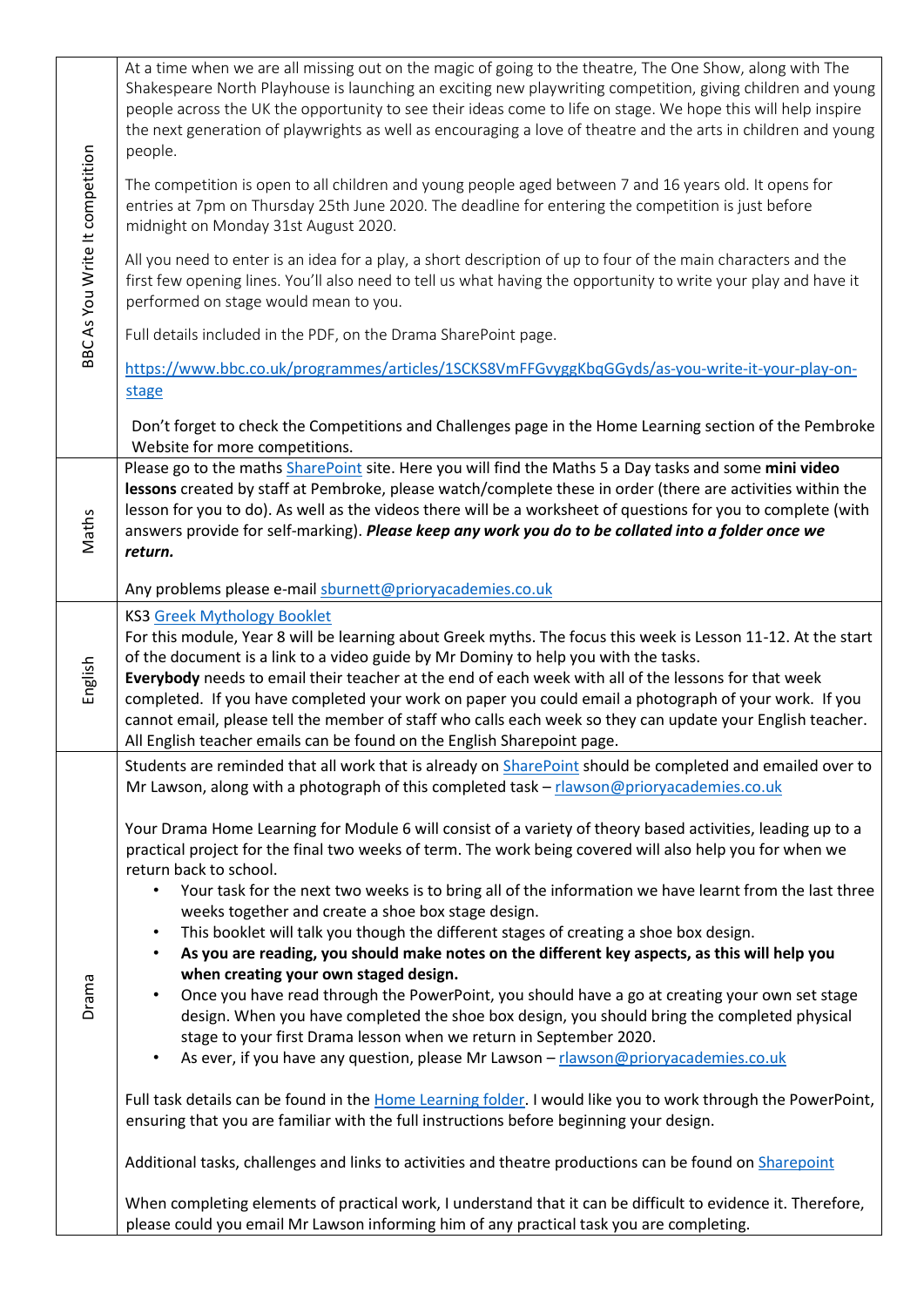| | |
|---|---|
| BBC As You Write It competition | At a time when we are all missing out on the magic of going to the theatre, The One Show, along with The Shakespeare North Playhouse is launching an exciting new playwriting competition, giving children and young people across the UK the opportunity to see their ideas come to life on stage. We hope this will help inspire the next generation of playwrights as well as encouraging a love of theatre and the arts in children and young people.<br><br>The competition is open to all children and young people aged between 7 and 16 years old. It opens for entries at 7pm on Thursday 25th June 2020. The deadline for entering the competition is just before midnight on Monday 31st August 2020.<br><br>All you need to enter is an idea for a play, a short description of up to four of the main characters and the first few opening lines. You'll also need to tell us what having the opportunity to write your play and have it performed on stage would mean to you.<br><br>Full details included in the PDF, on the Drama SharePoint page.<br><br>[https://www.bbc.co.uk/programmes/articles/1SCKS8VmFFGvyggKbqGGyds/as-you-write-it-your-play-on-stage](https://www.bbc.co.uk/programmes/articles/1SCKS8VmFFGvyggKbqGGyds/as-you-write-it-your-play-on-stage)<br><br>Don't forget to check the Competitions and Challenges page in the Home Learning section of the Pembroke Website for more competitions. |
| Maths | Please go to the maths SharePoint site. Here you will find the Maths 5 a Day tasks and some **mini video lessons** created by staff at Pembroke, please watch/complete these in order (there are activities within the lesson for you to do). As well as the videos there will be a worksheet of questions for you to complete (with answers provide for self-marking). ***Please keep any work you do to be collated into a folder once we return.***<br><br>Any problems please e-mail sburnett@prioryacademies.co.uk |
| English | KS3 Greek Mythology Booklet<br>For this module, Year 8 will be learning about Greek myths. The focus this week is Lesson 11-12. At the start of the document is a link to a video guide by Mr Dominy to help you with the tasks.<br>**Everybody** needs to email their teacher at the end of each week with all of the lessons for that week completed. If you have completed your work on paper you could email a photograph of your work. If you cannot email, please tell the member of staff who calls each week so they can update your English teacher. All English teacher emails can be found on the English Sharepoint page. |
| Drama | Students are reminded that all work that is already on SharePoint should be completed and emailed over to Mr Lawson, along with a photograph of this completed task – rlawson@prioryacademies.co.uk<br><br>Your Drama Home Learning for Module 6 will consist of a variety of theory based activities, leading up to a practical project for the final two weeks of term. The work being covered will also help you for when we return back to school.<br>• Your task for the next two weeks is to bring all of the information we have learnt from the last three weeks together and create a shoe box stage design.<br>• This booklet will talk you though the different stages of creating a shoe box design.<br>• **As you are reading, you should make notes on the different key aspects, as this will help you when creating your own staged design.**<br>• Once you have read through the PowerPoint, you should have a go at creating your own set stage design. When you have completed the shoe box design, you should bring the completed physical stage to your first Drama lesson when we return in September 2020.<br>• As ever, if you have any question, please Mr Lawson – rlawson@prioryacademies.co.uk<br><br>Full task details can be found in the Home Learning folder. I would like you to work through the PowerPoint, ensuring that you are familiar with the full instructions before beginning your design.<br><br>Additional tasks, challenges and links to activities and theatre productions can be found on Sharepoint<br><br>When completing elements of practical work, I understand that it can be difficult to evidence it. Therefore, please could you email Mr Lawson informing him of any practical task you are completing. |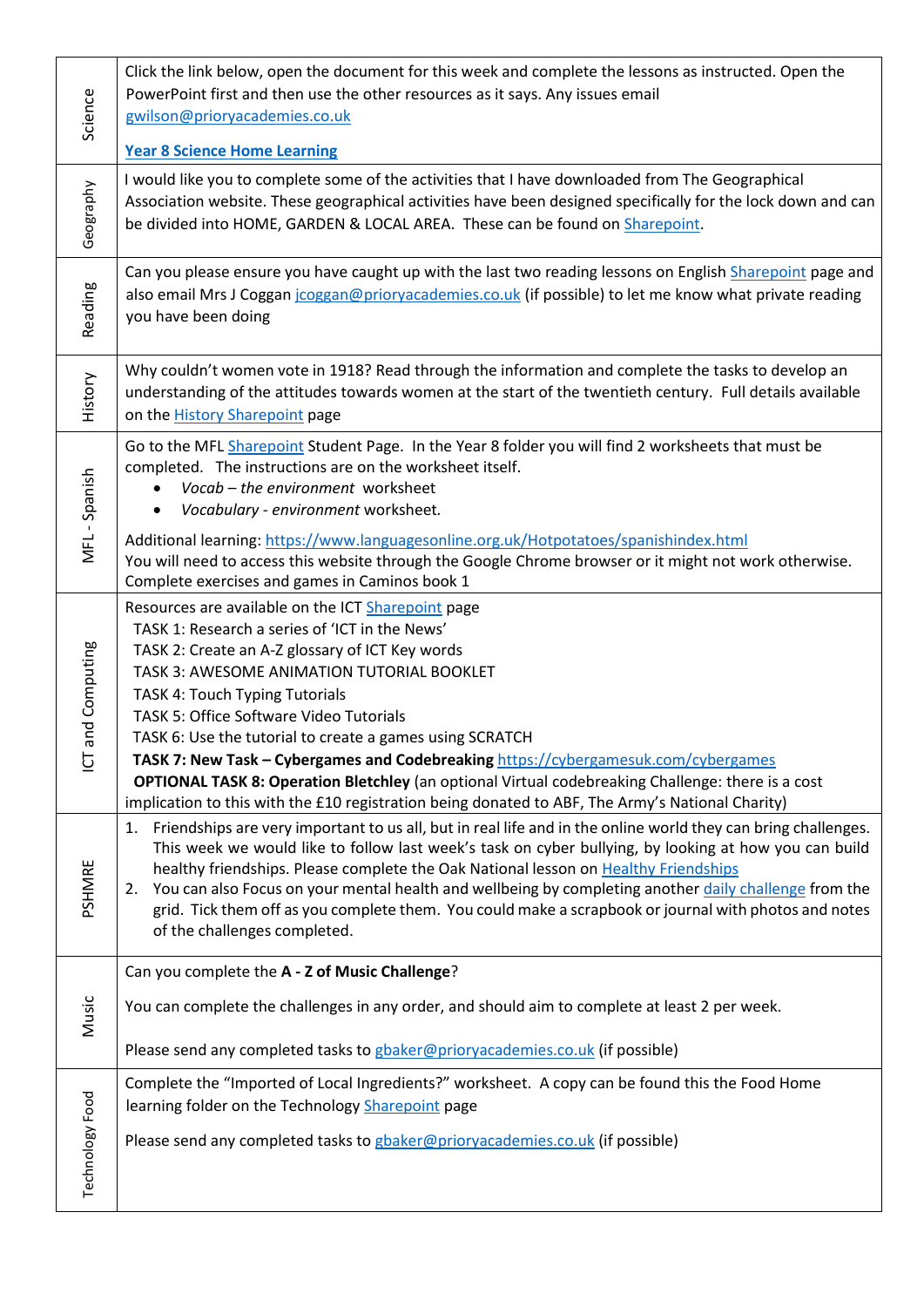| Subject | Details |
|---|---|
| Science | Click the link below, open the document for this week and complete the lessons as instructed. Open the PowerPoint first and then use the other resources as it says. Any issues email gwilson@prioryacademies.co.uk<br><br>**Year 8 Science Home Learning** |
| Geography | I would like you to complete some of the activities that I have downloaded from The Geographical Association website. These geographical activities have been designed specifically for the lock down and can be divided into HOME, GARDEN & LOCAL AREA. These can be found on Sharepoint. |
| Reading | Can you please ensure you have caught up with the last two reading lessons on English Sharepoint page and also email Mrs J Coggan jcoggan@prioryacademies.co.uk (if possible) to let me know what private reading you have been doing |
| History | Why couldn't women vote in 1918? Read through the information and complete the tasks to develop an understanding of the attitudes towards women at the start of the twentieth century. Full details available on the History Sharepoint page |
| MFL - Spanish | Go to the MFL Sharepoint Student Page. In the Year 8 folder you will find 2 worksheets that must be completed. The instructions are on the worksheet itself.<br>• *Vocab – the environment* worksheet<br>• *Vocabulary - environment* worksheet.<br><br>Additional learning: https://www.languagesonline.org.uk/Hotpotatoes/spanishindex.html<br>You will need to access this website through the Google Chrome browser or it might not work otherwise.<br>Complete exercises and games in Caminos book 1 |
| ICT and Computing | Resources are available on the ICT Sharepoint page<br>TASK 1: Research a series of 'ICT in the News'<br>TASK 2: Create an A-Z glossary of ICT Key words<br>TASK 3: AWESOME ANIMATION TUTORIAL BOOKLET<br>TASK 4: Touch Typing Tutorials<br>TASK 5: Office Software Video Tutorials<br>TASK 6: Use the tutorial to create a games using SCRATCH<br>**TASK 7: New Task – Cybergames and Codebreaking** https://cybergamesuk.com/cybergames<br>**OPTIONAL TASK 8: Operation Bletchley** (an optional Virtual codebreaking Challenge: there is a cost implication to this with the £10 registration being donated to ABF, The Army's National Charity) |
| PSHMRE | 1. Friendships are very important to us all, but in real life and in the online world they can bring challenges. This week we would like to follow last week's task on cyber bullying, by looking at how you can build healthy friendships. Please complete the Oak National lesson on Healthy Friendships<br>2. You can also Focus on your mental health and wellbeing by completing another daily challenge from the grid. Tick them off as you complete them. You could make a scrapbook or journal with photos and notes of the challenges completed. |
| Music | Can you complete the **A - Z of Music Challenge**?<br><br>You can complete the challenges in any order, and should aim to complete at least 2 per week.<br><br>Please send any completed tasks to gbaker@prioryacademies.co.uk (if possible) |
| Technology Food | Complete the "Imported of Local Ingredients?" worksheet. A copy can be found this the Food Home learning folder on the Technology Sharepoint page<br><br>Please send any completed tasks to gbaker@prioryacademies.co.uk (if possible) |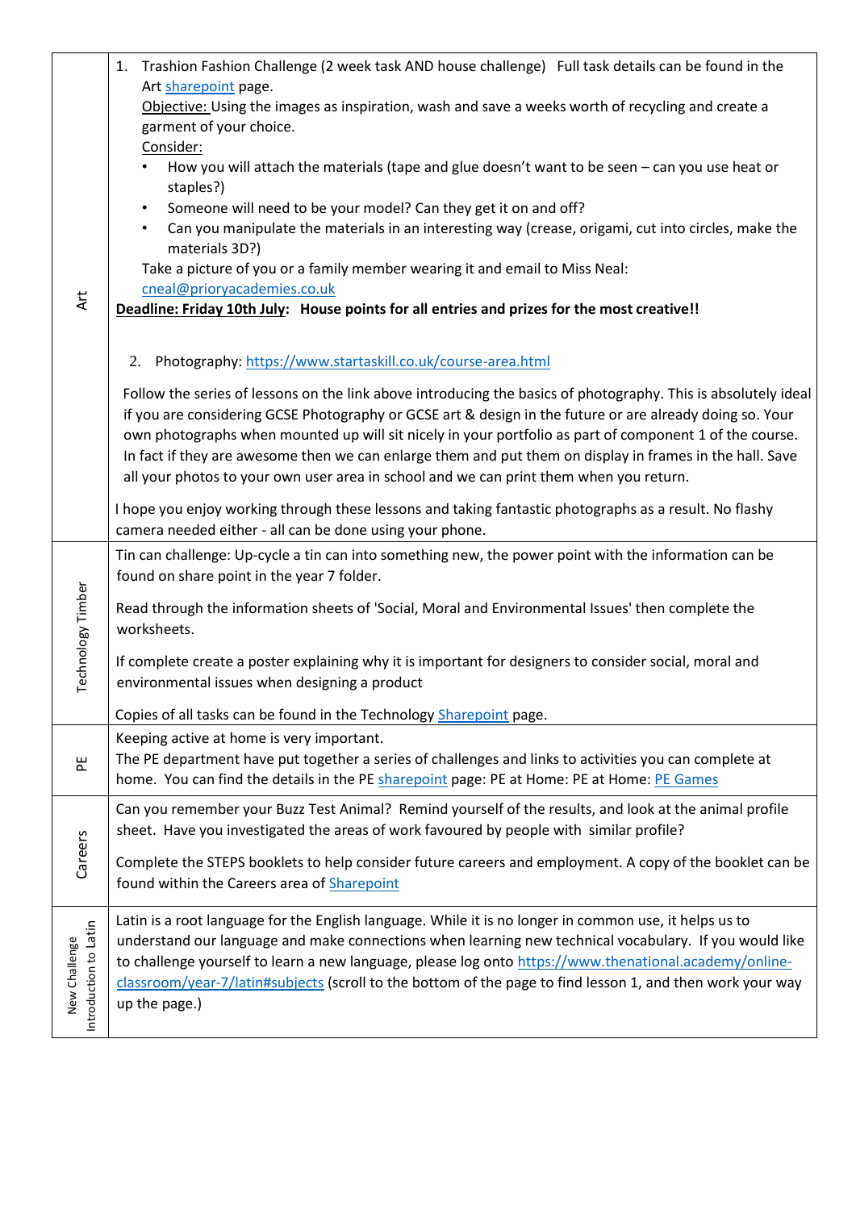| Subject | Task |
| --- | --- |
| Art | 1. Trashion Fashion Challenge (2 week task AND house challenge) Full task details can be found in the Art sharepoint page.<br>Objective: Using the images as inspiration, wash and save a weeks worth of recycling and create a garment of your choice.<br>Consider:<br>• How you will attach the materials (tape and glue doesn't want to be seen – can you use heat or staples?)<br>• Someone will need to be your model? Can they get it on and off?<br>• Can you manipulate the materials in an interesting way (crease, origami, cut into circles, make the materials 3D?)<br>Take a picture of you or a family member wearing it and email to Miss Neal: cneal@prioryacademies.co.uk<br>**Deadline: Friday 10th July: House points for all entries and prizes for the most creative!!**<br><br>2. Photography: https://www.startaskill.co.uk/course-area.html<br><br>Follow the series of lessons on the link above introducing the basics of photography. This is absolutely ideal if you are considering GCSE Photography or GCSE art & design in the future or are already doing so. Your own photographs when mounted up will sit nicely in your portfolio as part of component 1 of the course. In fact if they are awesome then we can enlarge them and put them on display in frames in the hall. Save all your photos to your own user area in school and we can print them when you return.<br><br>I hope you enjoy working through these lessons and taking fantastic photographs as a result. No flashy camera needed either - all can be done using your phone. |
| Technology Timber | Tin can challenge: Up-cycle a tin can into something new, the power point with the information can be found on share point in the year 7 folder.<br><br>Read through the information sheets of 'Social, Moral and Environmental Issues' then complete the worksheets.<br><br>If complete create a poster explaining why it is important for designers to consider social, moral and environmental issues when designing a product<br><br>Copies of all tasks can be found in the Technology Sharepoint page. |
| PE | Keeping active at home is very important.<br>The PE department have put together a series of challenges and links to activities you can complete at home. You can find the details in the PE sharepoint page: PE at Home: PE at Home: PE Games |
| Careers | Can you remember your Buzz Test Animal? Remind yourself of the results, and look at the animal profile sheet. Have you investigated the areas of work favoured by people with similar profile?<br><br>Complete the STEPS booklets to help consider future careers and employment. A copy of the booklet can be found within the Careers area of Sharepoint |
| New Challenge Introduction to Latin | Latin is a root language for the English language. While it is no longer in common use, it helps us to understand our language and make connections when learning new technical vocabulary. If you would like to challenge yourself to learn a new language, please log onto https://www.thenational.academy/online-classroom/year-7/latin#subjects (scroll to the bottom of the page to find lesson 1, and then work your way up the page.) |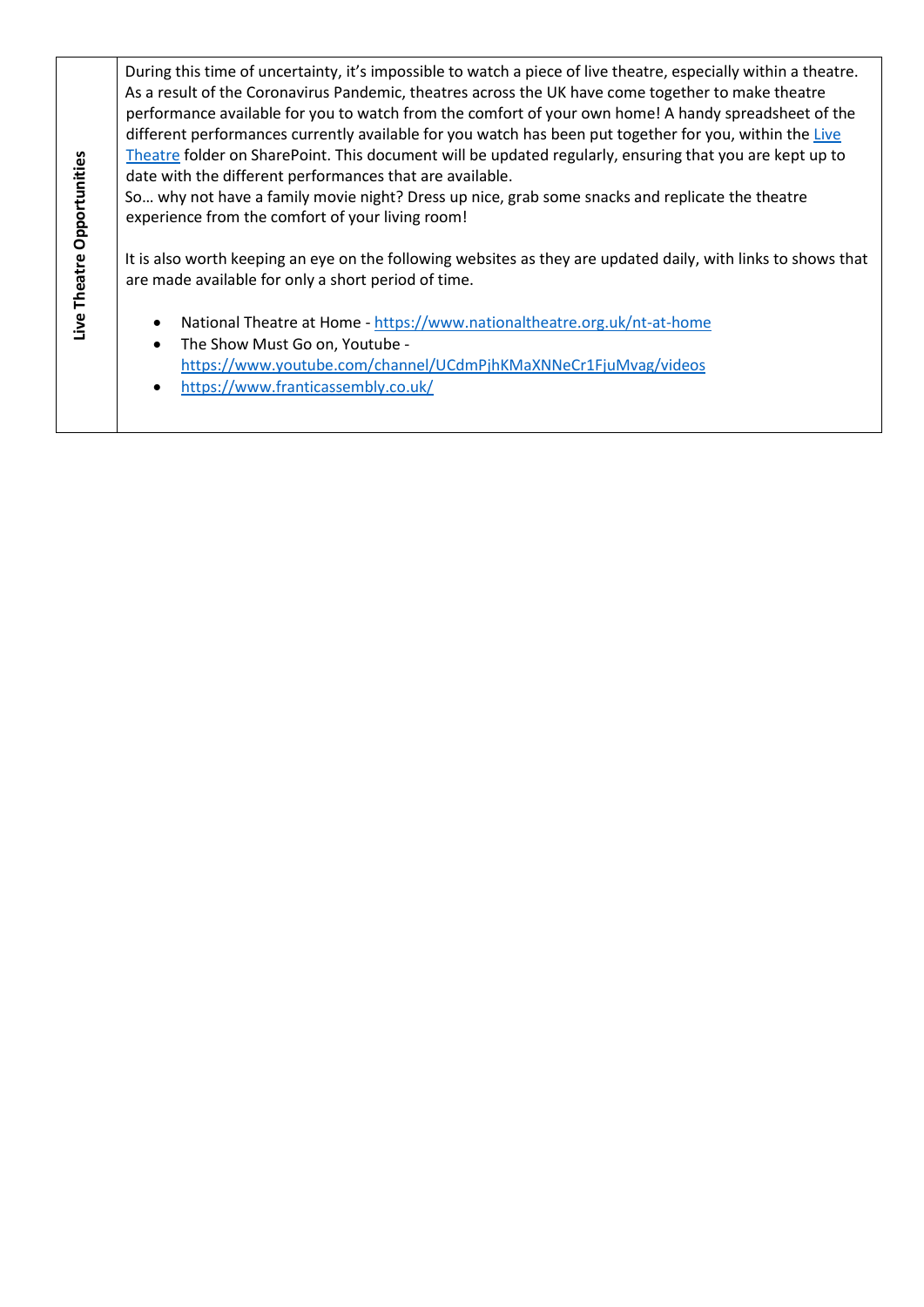| Live Theatre Opportunities | During this time of uncertainty, it's impossible to watch a piece of live theatre, especially within a theatre. As a result of the Coronavirus Pandemic, theatres across the UK have come together to make theatre performance available for you to watch from the comfort of your own home! A handy spreadsheet of the different performances currently available for you watch has been put together for you, within the Live Theatre folder on SharePoint. This document will be updated regularly, ensuring that you are kept up to date with the different performances that are available.<br>So… why not have a family movie night? Dress up nice, grab some snacks and replicate the theatre experience from the comfort of your living room!<br><br>It is also worth keeping an eye on the following websites as they are updated daily, with links to shows that are made available for only a short period of time.<br><br>• National Theatre at Home - https://www.nationaltheatre.org.uk/nt-at-home<br>• The Show Must Go on, Youtube - https://www.youtube.com/channel/UCdmPjhKMaXNNeCr1FjuMvag/videos<br>• https://www.franticassembly.co.uk/ |
|---|---|